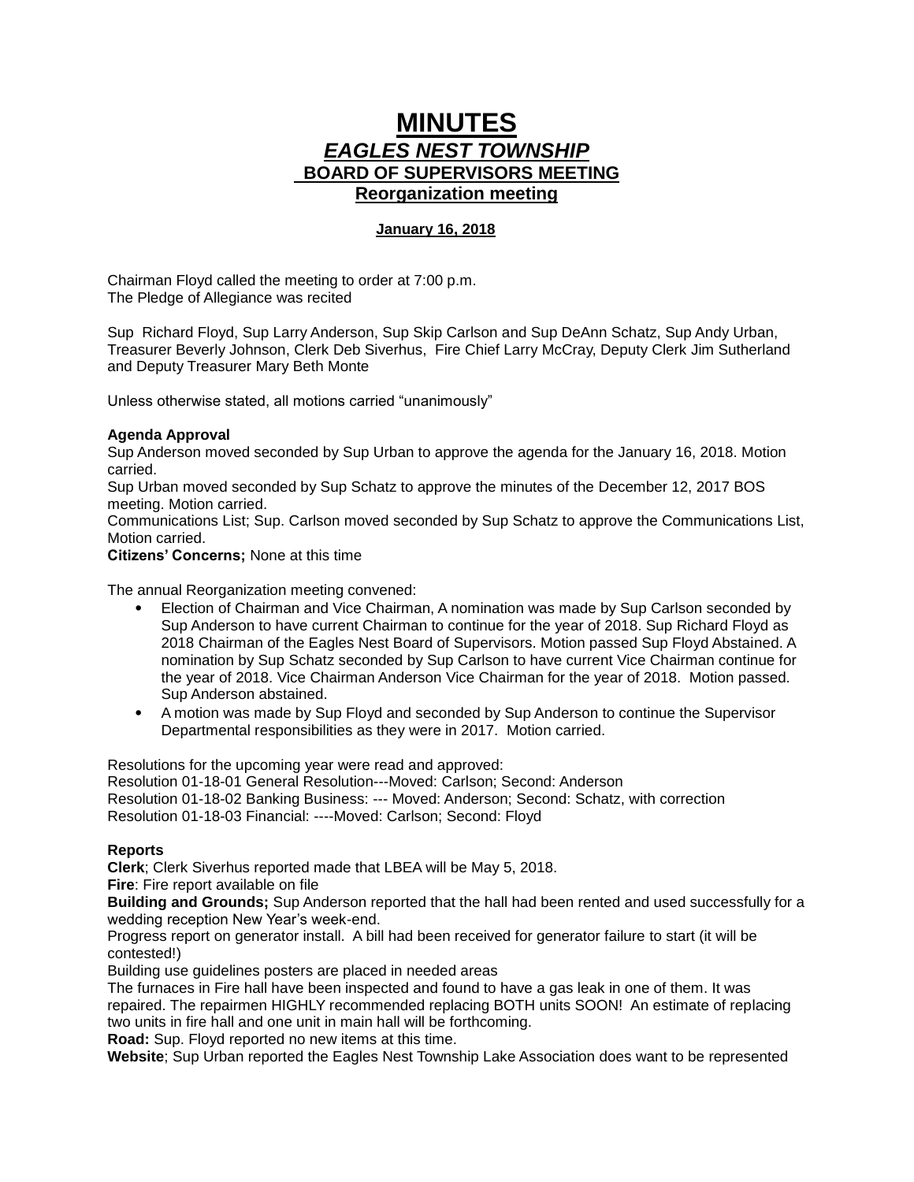# MINUTES
## *EAGLES NEST TOWNSHIP*
### BOARD OF SUPERVISORS MEETING
### Reorganization meeting

**January 16, 2018**

Chairman Floyd called the meeting to order at 7:00 p.m.
The Pledge of Allegiance was recited

Sup Richard Floyd, Sup Larry Anderson, Sup Skip Carlson and Sup DeAnn Schatz, Sup Andy Urban, Treasurer Beverly Johnson, Clerk Deb Siverhus, Fire Chief Larry McCray, Deputy Clerk Jim Sutherland and Deputy Treasurer Mary Beth Monte

Unless otherwise stated, all motions carried "unanimously"

**Agenda Approval**
Sup Anderson moved seconded by Sup Urban to approve the agenda for the January 16, 2018. Motion carried.
Sup Urban moved seconded by Sup Schatz to approve the minutes of the December 12, 2017 BOS meeting. Motion carried.
Communications List; Sup. Carlson moved seconded by Sup Schatz to approve the Communications List, Motion carried.
**Citizens' Concerns;** None at this time

The annual Reorganization meeting convened:

- Election of Chairman and Vice Chairman, A nomination was made by Sup Carlson seconded by Sup Anderson to have current Chairman to continue for the year of 2018. Sup Richard Floyd as 2018 Chairman of the Eagles Nest Board of Supervisors. Motion passed Sup Floyd Abstained. A nomination by Sup Schatz seconded by Sup Carlson to have current Vice Chairman continue for the year of 2018. Vice Chairman Anderson Vice Chairman for the year of 2018. Motion passed. Sup Anderson abstained.
- A motion was made by Sup Floyd and seconded by Sup Anderson to continue the Supervisor Departmental responsibilities as they were in 2017. Motion carried.

Resolutions for the upcoming year were read and approved:
Resolution 01-18-01 General Resolution---Moved: Carlson; Second: Anderson
Resolution 01-18-02 Banking Business: --- Moved: Anderson; Second: Schatz, with correction
Resolution 01-18-03 Financial: ----Moved: Carlson; Second: Floyd

**Reports**
**Clerk**; Clerk Siverhus reported made that LBEA will be May 5, 2018.
**Fire**: Fire report available on file
**Building and Grounds;** Sup Anderson reported that the hall had been rented and used successfully for a wedding reception New Year's week-end.
Progress report on generator install. A bill had been received for generator failure to start (it will be contested!)
Building use guidelines posters are placed in needed areas
The furnaces in Fire hall have been inspected and found to have a gas leak in one of them. It was repaired. The repairmen HIGHLY recommended replacing BOTH units SOON! An estimate of replacing two units in fire hall and one unit in main hall will be forthcoming.
**Road:** Sup. Floyd reported no new items at this time.
**Website**; Sup Urban reported the Eagles Nest Township Lake Association does want to be represented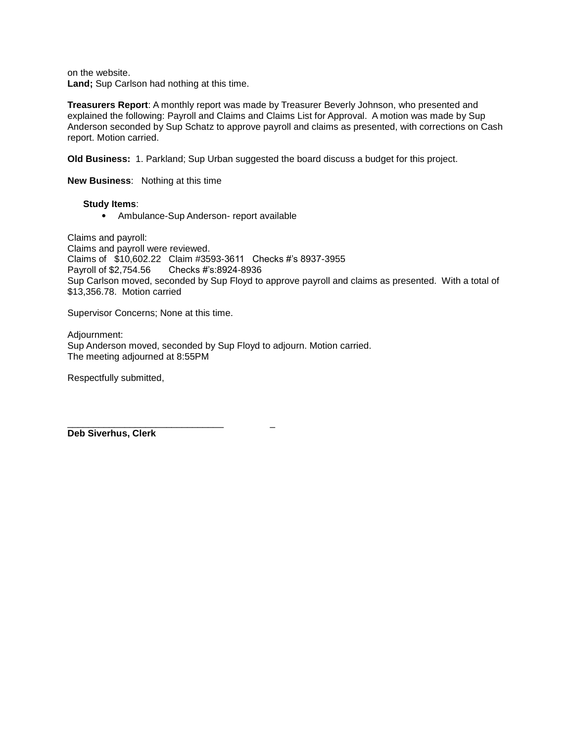on the website.
**Land;** Sup Carlson had nothing at this time.

**Treasurers Report**: A monthly report was made by Treasurer Beverly Johnson, who presented and explained the following: Payroll and Claims and Claims List for Approval. A motion was made by Sup Anderson seconded by Sup Schatz to approve payroll and claims as presented, with corrections on Cash report. Motion carried.

**Old Business:** 1. Parkland; Sup Urban suggested the board discuss a budget for this project.

**New Business**: Nothing at this time

**Study Items**:

- Ambulance-Sup Anderson- report available

Claims and payroll:
Claims and payroll were reviewed.
Claims of $10,602.22 Claim #3593-3611 Checks #'s 8937-3955
Payroll of $2,754.56 Checks #'s:8924-8936
Sup Carlson moved, seconded by Sup Floyd to approve payroll and claims as presented. With a total of $13,356.78. Motion carried

Supervisor Concerns; None at this time.

Adjournment:
Sup Anderson moved, seconded by Sup Floyd to adjourn. Motion carried.
The meeting adjourned at 8:55PM

Respectfully submitted,

______________________________ _
**Deb Siverhus, Clerk**